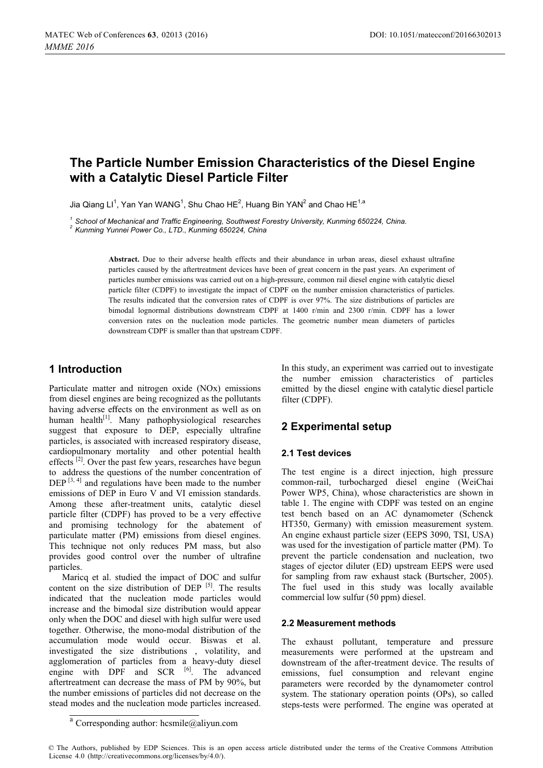# The Particle Number Emission Characteristics of the Diesel Engine with a Catalytic Diesel Particle Filter

Jia Qiang LI[1], Yan Yan WANG[1], Shu Chao HE[2], Huang Bin YAN[2] and Chao HE[1,a]

[1] School of Mechanical and Traffic Engineering, Southwest Forestry University, Kunming 650224, China.
[2] Kunming Yunnei Power Co., LTD., Kunming 650224, China

**Abstract.** Due to their adverse health effects and their abundance in urban areas, diesel exhaust ultrafine particles caused by the aftertreatment devices have been of great concern in the past years. An experiment of particles number emissions was carried out on a high-pressure, common rail diesel engine with catalytic diesel particle filter (CDPF) to investigate the impact of CDPF on the number emission characteristics of particles. The results indicated that the conversion rates of CDPF is over 97%. The size distributions of particles are bimodal lognormal distributions downstream CDPF at 1400 r/min and 2300 r/min. CDPF has a lower conversion rates on the nucleation mode particles. The geometric number mean diameters of particles downstream CDPF is smaller than that upstream CDPF.

## 1 Introduction

Particulate matter and nitrogen oxide (NOx) emissions from diesel engines are being recognized as the pollutants having adverse effects on the environment as well as on human health[1]. Many pathophysiological researches suggest that exposure to DEP, especially ultrafine particles, is associated with increased respiratory disease, cardiopulmonary mortality and other potential health effects [2]. Over the past few years, researches have begun to address the questions of the number concentration of DEP [3, 4] and regulations have been made to the number emissions of DEP in Euro V and VI emission standards. Among these after-treatment units, catalytic diesel particle filter (CDPF) has proved to be a very effective and promising technology for the abatement of particulate matter (PM) emissions from diesel engines. This technique not only reduces PM mass, but also provides good control over the number of ultrafine particles.

Maricq et al. studied the impact of DOC and sulfur content on the size distribution of DEP [5]. The results indicated that the nucleation mode particles would increase and the bimodal size distribution would appear only when the DOC and diesel with high sulfur were used together. Otherwise, the mono-modal distribution of the accumulation mode would occur. Biswas et al. investigated the size distributions , volatility, and agglomeration of particles from a heavy-duty diesel engine with DPF and SCR [6]. The advanced aftertreatment can decrease the mass of PM by 90%, but the number emissions of particles did not decrease on the stead modes and the nucleation mode particles increased. In this study, an experiment was carried out to investigate the number emission characteristics of particles emitted by the diesel engine with catalytic diesel particle filter (CDPF).

[a] Corresponding author: hcsmile@aliyun.com

## 2 Experimental setup

### 2.1 Test devices

The test engine is a direct injection, high pressure common-rail, turbocharged diesel engine (WeiChai Power WP5, China), whose characteristics are shown in table 1. The engine with CDPF was tested on an engine test bench based on an AC dynamometer (Schenck HT350, Germany) with emission measurement system. An engine exhaust particle sizer (EEPS 3090, TSI, USA) was used for the investigation of particle matter (PM). To prevent the particle condensation and nucleation, two stages of ejector diluter (ED) upstream EEPS were used for sampling from raw exhaust stack (Burtscher, 2005). The fuel used in this study was locally available commercial low sulfur (50 ppm) diesel.

### 2.2 Measurement methods

The exhaust pollutant, temperature and pressure measurements were performed at the upstream and downstream of the after-treatment device. The results of emissions, fuel consumption and relevant engine parameters were recorded by the dynamometer control system. The stationary operation points (OPs), so called steps-tests were performed. The engine was operated at

© The Authors, published by EDP Sciences. This is an open access article distributed under the terms of the Creative Commons Attribution License 4.0 (http://creativecommons.org/licenses/by/4.0/).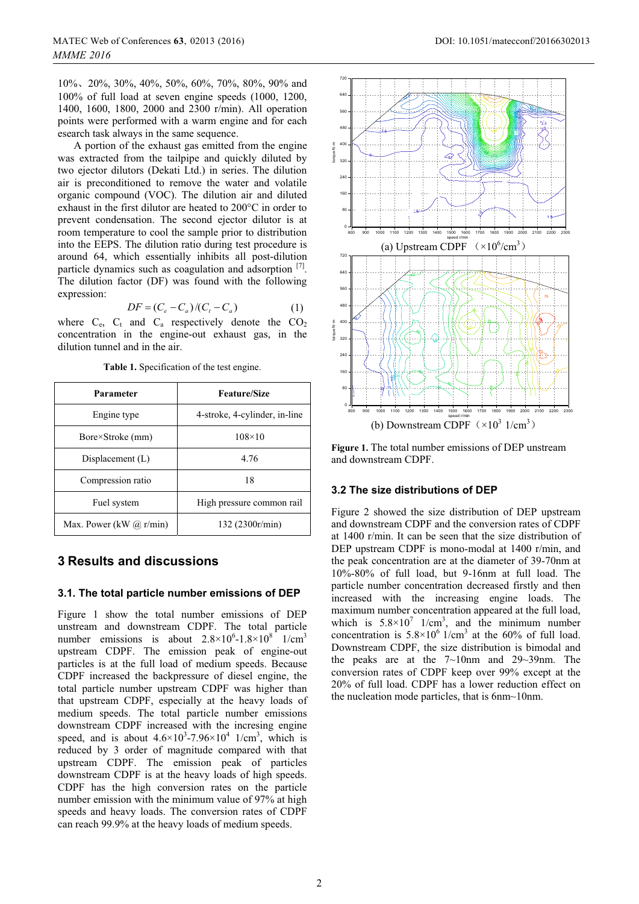10%、20%, 30%, 40%, 50%, 60%, 70%, 80%, 90% and 100% of full load at seven engine speeds (1000, 1200, 1400, 1600, 1800, 2000 and 2300 r/min). All operation points were performed with a warm engine and for each esearch task always in the same sequence.

A portion of the exhaust gas emitted from the engine was extracted from the tailpipe and quickly diluted by two ejector dilutors (Dekati Ltd.) in series. The dilution air is preconditioned to remove the water and volatile organic compound (VOC). The dilution air and diluted exhaust in the first dilutor are heated to 200°C in order to prevent condensation. The second ejector dilutor is at room temperature to cool the sample prior to distribution into the EEPS. The dilution ratio during test procedure is around 64, which essentially inhibits all post-dilution particle dynamics such as coagulation and adsorption [7]. The dilution factor (DF) was found with the following expression:

$$DF = (C_e - C_a)/(C_t - C_a) \quad (1)$$

where $C_e$, $C_t$ and $C_a$ respectively denote the $CO_2$ concentration in the engine-out exhaust gas, in the dilution tunnel and in the air.

**Table 1.** Specification of the test engine.

| Parameter | Feature/Size |
|---|---|
| Engine type | 4-stroke, 4-cylinder, in-line |
| Bore×Stroke (mm) | 108×10 |
| Displacement (L) | 4.76 |
| Compression ratio | 18 |
| Fuel system | High pressure common rail |
| Max. Power (kW @ r/min) | 132 (2300r/min) |

## 3 Results and discussions

### 3.1. The total particle number emissions of DEP

Figure 1 show the total number emissions of DEP unstream and downstream CDPF. The total particle number emissions is about $2.8\times10^6$-$1.8\times10^8$ 1/cm$^3$ upstream CDPF. The emission peak of engine-out particles is at the full load of medium speeds. Because CDPF increased the backpressure of diesel engine, the total particle number upstream CDPF was higher than that upstream CDPF, especially at the heavy loads of medium speeds. The total particle number emissions downstream CDPF increased with the incresing engine speed, and is about $4.6\times10^3$-$7.96\times10^4$ 1/cm$^3$, which is reduced by 3 order of magnitude compared with that upstream CDPF. The emission peak of particles downstream CDPF is at the heavy loads of high speeds. CDPF has the high conversion rates on the particle number emission with the minimum value of 97% at high speeds and heavy loads. The conversion rates of CDPF can reach 99.9% at the heavy loads of medium speeds.

(a) Upstream CDPF （$\times10^6$/cm$^3$）

(b) Downstream CDPF （$\times10^3$ 1/cm$^3$）

**Figure 1.** The total number emissions of DEP unstream and downstream CDPF.

### 3.2 The size distributions of DEP

Figure 2 showed the size distribution of DEP upstream and downstream CDPF and the conversion rates of CDPF at 1400 r/min. It can be seen that the size distribution of DEP upstream CDPF is mono-modal at 1400 r/min, and the peak concentration are at the diameter of 39-70nm at 10%-80% of full load, but 9-16nm at full load. The particle number concentration decreased firstly and then increased with the increasing engine loads. The maximum number concentration appeared at the full load, which is $5.8\times10^7$ 1/cm$^3$, and the minimum number concentration is $5.8\times10^6$ 1/cm$^3$ at the 60% of full load. Downstream CDPF, the size distribution is bimodal and the peaks are at the 7~10nm and 29~39nm. The conversion rates of CDPF keep over 99% except at the 20% of full load. CDPF has a lower reduction effect on the nucleation mode particles, that is 6nm~10nm.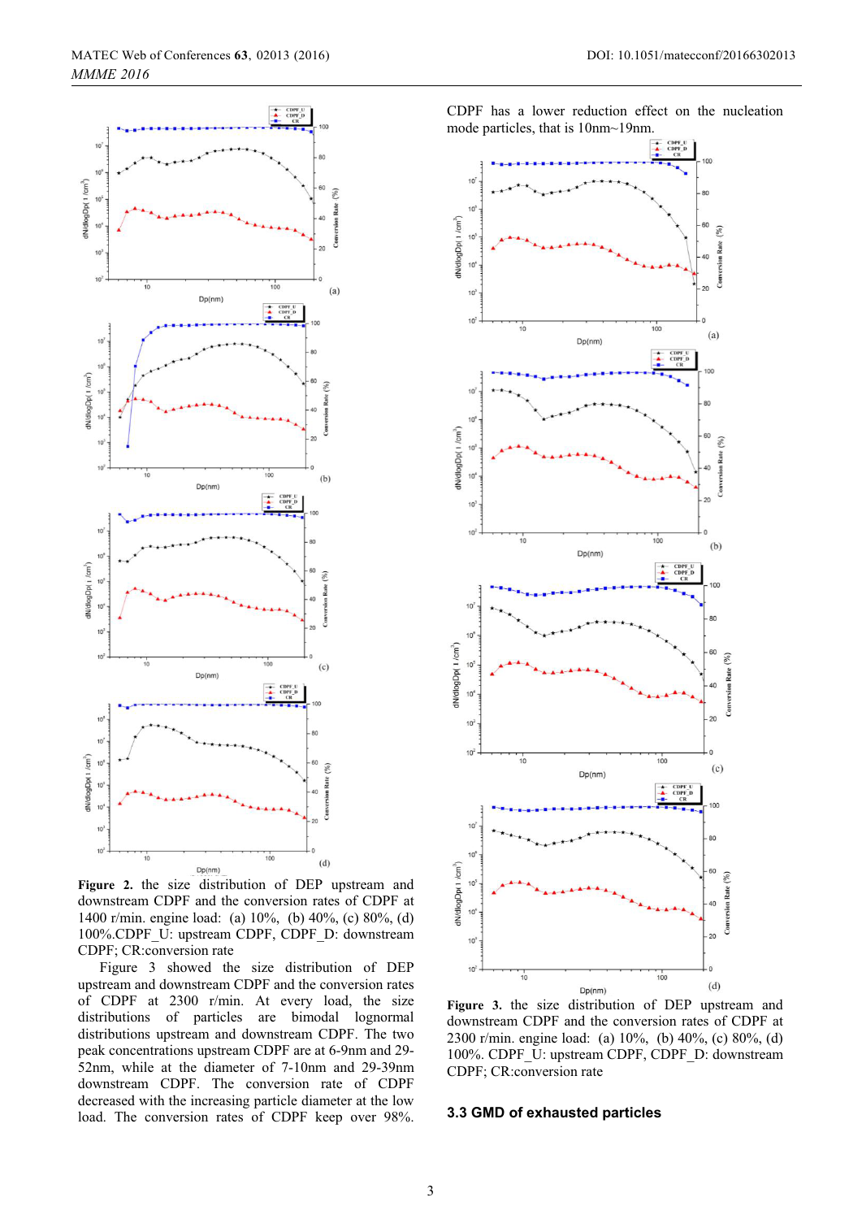**Figure 2.** the size distribution of DEP upstream and downstream CDPF and the conversion rates of CDPF at 1400 r/min. engine load: (a) 10%, (b) 40%, (c) 80%, (d) 100%.CDPF_U: upstream CDPF, CDPF_D: downstream CDPF; CR:conversion rate

Figure 3 showed the size distribution of DEP upstream and downstream CDPF and the conversion rates of CDPF at 2300 r/min. At every load, the size distributions of particles are bimodal lognormal distributions upstream and downstream CDPF. The two peak concentrations upstream CDPF are at 6-9nm and 29-52nm, while at the diameter of 7-10nm and 29-39nm downstream CDPF. The conversion rate of CDPF decreased with the increasing particle diameter at the low load. The conversion rates of CDPF keep over 98%. CDPF has a lower reduction effect on the nucleation mode particles, that is 10nm~19nm.

**Figure 3.** the size distribution of DEP upstream and downstream CDPF and the conversion rates of CDPF at 2300 r/min. engine load: (a) 10%, (b) 40%, (c) 80%, (d) 100%. CDPF_U: upstream CDPF, CDPF_D: downstream CDPF; CR:conversion rate

### 3.3 GMD of exhausted particles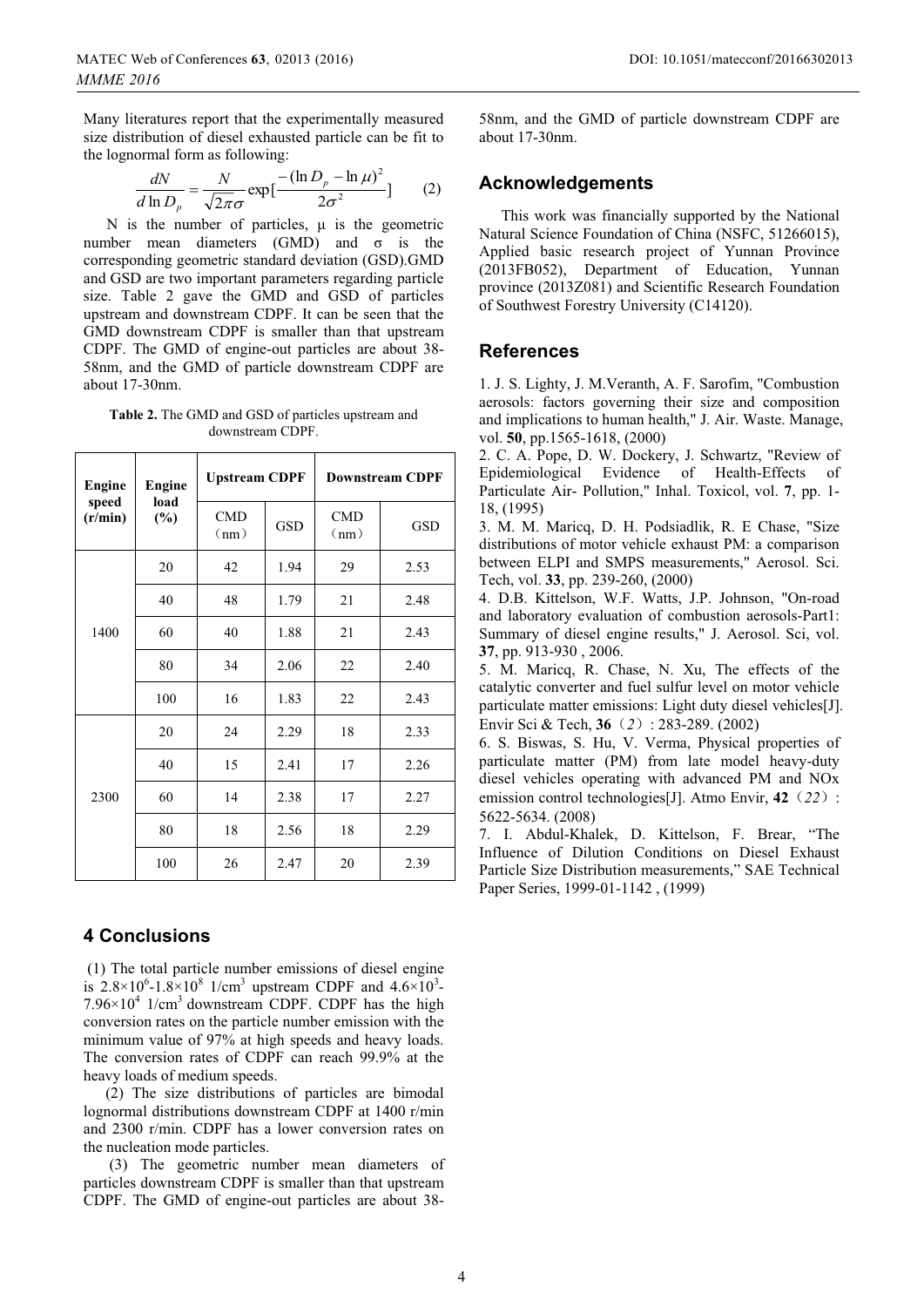Many literatures report that the experimentally measured size distribution of diesel exhausted particle can be fit to the lognormal form as following:

$$\frac{dN}{d\ln D_p} = \frac{N}{\sqrt{2\pi}\sigma}\exp[\frac{-(\ln D_p - \ln\mu)^2}{2\sigma^2}] \qquad (2)$$

N is the number of particles, μ is the geometric number mean diameters (GMD) and σ is the corresponding geometric standard deviation (GSD).GMD and GSD are two important parameters regarding particle size. Table 2 gave the GMD and GSD of particles upstream and downstream CDPF. It can be seen that the GMD downstream CDPF is smaller than that upstream CDPF. The GMD of engine-out particles are about 38-58nm, and the GMD of particle downstream CDPF are about 17-30nm.

**Table 2.** The GMD and GSD of particles upstream and downstream CDPF.

| Engine speed (r/min) | Engine load (%) | Upstream CDPF | | Downstream CDPF | |
|---|---|---|---|---|---|
| | | CMD（nm） | GSD | CMD（nm） | GSD |
| 1400 | 20 | 42 | 1.94 | 29 | 2.53 |
| | 40 | 48 | 1.79 | 21 | 2.48 |
| | 60 | 40 | 1.88 | 21 | 2.43 |
| | 80 | 34 | 2.06 | 22 | 2.40 |
| | 100 | 16 | 1.83 | 22 | 2.43 |
| 2300 | 20 | 24 | 2.29 | 18 | 2.33 |
| | 40 | 15 | 2.41 | 17 | 2.26 |
| | 60 | 14 | 2.38 | 17 | 2.27 |
| | 80 | 18 | 2.56 | 18 | 2.29 |
| | 100 | 26 | 2.47 | 20 | 2.39 |

## 4 Conclusions

(1) The total particle number emissions of diesel engine is $2.8\times10^6$-$1.8\times10^8$ 1/cm$^3$ upstream CDPF and $4.6\times10^3$-$7.96\times10^4$ 1/cm$^3$ downstream CDPF. CDPF has the high conversion rates on the particle number emission with the minimum value of 97% at high speeds and heavy loads. The conversion rates of CDPF can reach 99.9% at the heavy loads of medium speeds.

(2) The size distributions of particles are bimodal lognormal distributions downstream CDPF at 1400 r/min and 2300 r/min. CDPF has a lower conversion rates on the nucleation mode particles.

(3) The geometric number mean diameters of particles downstream CDPF is smaller than that upstream CDPF. The GMD of engine-out particles are about 38-58nm, and the GMD of particle downstream CDPF are about 17-30nm.

## Acknowledgements

This work was financially supported by the National Natural Science Foundation of China (NSFC, 51266015), Applied basic research project of Yunnan Province (2013FB052), Department of Education, Yunnan province (2013Z081) and Scientific Research Foundation of Southwest Forestry University (C14120).

## References

1. J. S. Lighty, J. M.Veranth, A. F. Sarofim, "Combustion aerosols: factors governing their size and composition and implications to human health," J. Air. Waste. Manage, vol. **50**, pp.1565-1618, (2000)
2. C. A. Pope, D. W. Dockery, J. Schwartz, "Review of Epidemiological Evidence of Health-Effects of Particulate Air- Pollution," Inhal. Toxicol, vol. **7**, pp. 1-18, (1995)
3. M. M. Maricq, D. H. Podsiadlik, R. E Chase, "Size distributions of motor vehicle exhaust PM: a comparison between ELPI and SMPS measurements," Aerosol. Sci. Tech, vol. **33**, pp. 239-260, (2000)
4. D.B. Kittelson, W.F. Watts, J.P. Johnson, "On-road and laboratory evaluation of combustion aerosols-Part1: Summary of diesel engine results," J. Aerosol. Sci, vol. **37**, pp. 913-930 , 2006.
5. M. Maricq, R. Chase, N. Xu, The effects of the catalytic converter and fuel sulfur level on motor vehicle particulate matter emissions: Light duty diesel vehicles[J]. Envir Sci & Tech, **36**（*2*）: 283-289. (2002)
6. S. Biswas, S. Hu, V. Verma, Physical properties of particulate matter (PM) from late model heavy-duty diesel vehicles operating with advanced PM and NOx emission control technologies[J]. Atmo Envir, **42**（*22*）: 5622-5634. (2008)
7. I. Abdul-Khalek, D. Kittelson, F. Brear, "The Influence of Dilution Conditions on Diesel Exhaust Particle Size Distribution measurements," SAE Technical Paper Series, 1999-01-1142 , (1999)